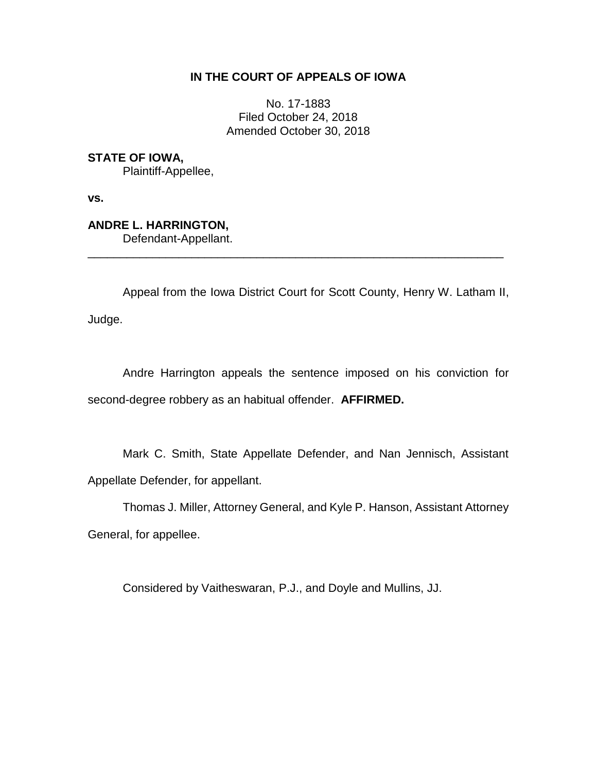**IN THE COURT OF APPEALS OF IOWA**

No. 17-1883
Filed October 24, 2018
Amended October 30, 2018

**STATE OF IOWA,**
Plaintiff-Appellee,

**vs.**

**ANDRE L. HARRINGTON,**
Defendant-Appellant.

---

Appeal from the Iowa District Court for Scott County, Henry W. Latham II, Judge.

Andre Harrington appeals the sentence imposed on his conviction for second-degree robbery as an habitual offender. **AFFIRMED.**

Mark C. Smith, State Appellate Defender, and Nan Jennisch, Assistant Appellate Defender, for appellant.

Thomas J. Miller, Attorney General, and Kyle P. Hanson, Assistant Attorney General, for appellee.

Considered by Vaitheswaran, P.J., and Doyle and Mullins, JJ.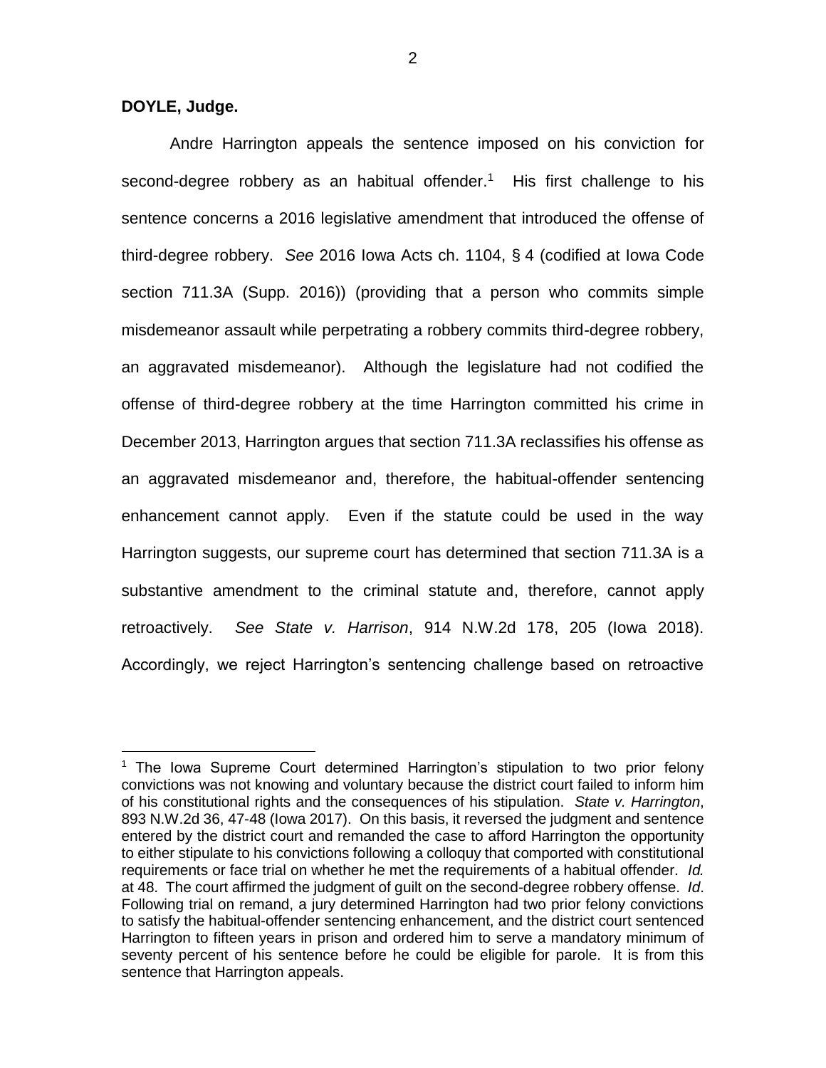**DOYLE, Judge.**

Andre Harrington appeals the sentence imposed on his conviction for second-degree robbery as an habitual offender.[1] His first challenge to his sentence concerns a 2016 legislative amendment that introduced the offense of third-degree robbery. *See* 2016 Iowa Acts ch. 1104, § 4 (codified at Iowa Code section 711.3A (Supp. 2016)) (providing that a person who commits simple misdemeanor assault while perpetrating a robbery commits third-degree robbery, an aggravated misdemeanor). Although the legislature had not codified the offense of third-degree robbery at the time Harrington committed his crime in December 2013, Harrington argues that section 711.3A reclassifies his offense as an aggravated misdemeanor and, therefore, the habitual-offender sentencing enhancement cannot apply. Even if the statute could be used in the way Harrington suggests, our supreme court has determined that section 711.3A is a substantive amendment to the criminal statute and, therefore, cannot apply retroactively. *See State v. Harrison*, 914 N.W.2d 178, 205 (Iowa 2018). Accordingly, we reject Harrington's sentencing challenge based on retroactive

[1] The Iowa Supreme Court determined Harrington's stipulation to two prior felony convictions was not knowing and voluntary because the district court failed to inform him of his constitutional rights and the consequences of his stipulation. *State v. Harrington*, 893 N.W.2d 36, 47-48 (Iowa 2017). On this basis, it reversed the judgment and sentence entered by the district court and remanded the case to afford Harrington the opportunity to either stipulate to his convictions following a colloquy that comported with constitutional requirements or face trial on whether he met the requirements of a habitual offender. *Id.* at 48. The court affirmed the judgment of guilt on the second-degree robbery offense. *Id*. Following trial on remand, a jury determined Harrington had two prior felony convictions to satisfy the habitual-offender sentencing enhancement, and the district court sentenced Harrington to fifteen years in prison and ordered him to serve a mandatory minimum of seventy percent of his sentence before he could be eligible for parole. It is from this sentence that Harrington appeals.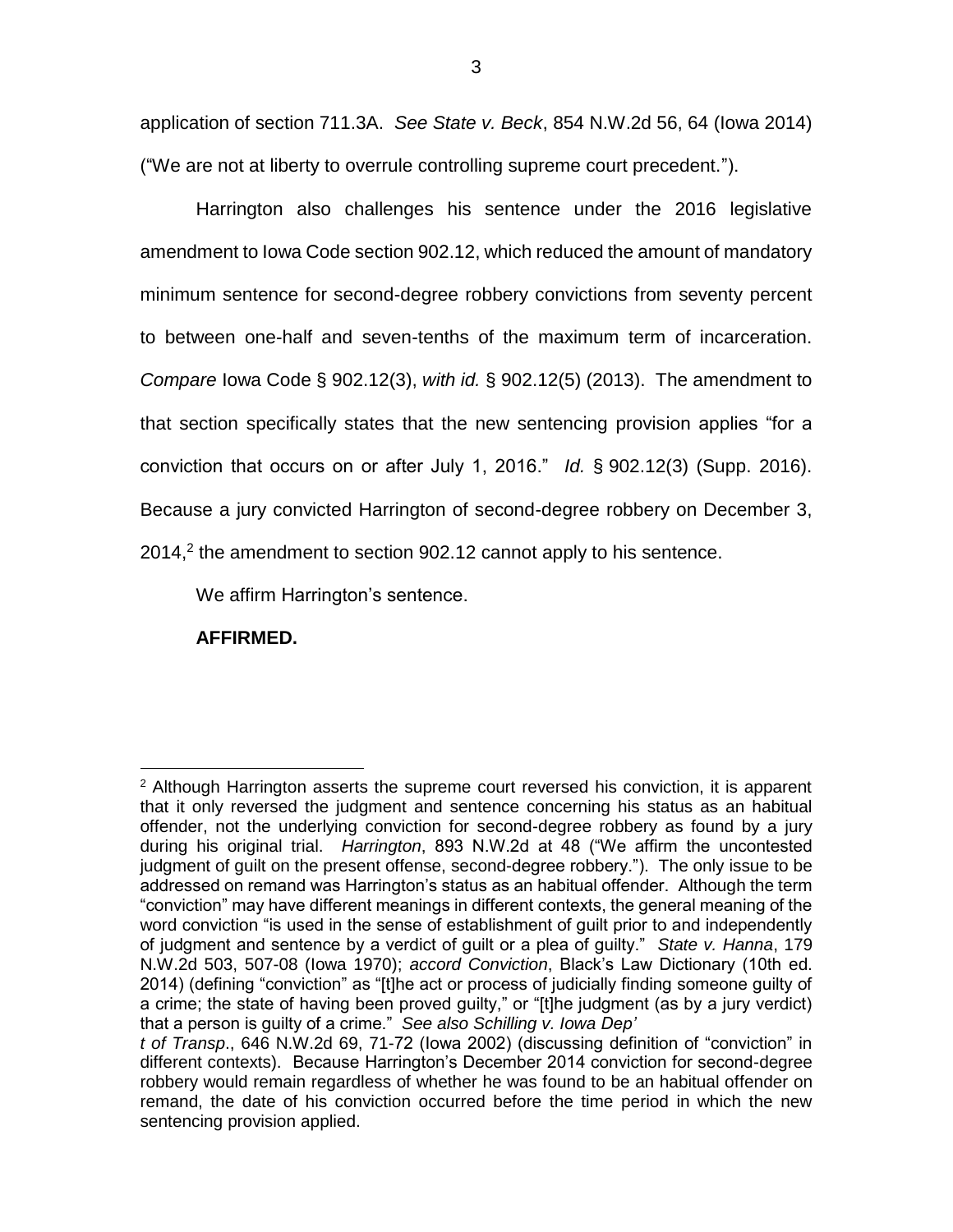application of section 711.3A. *See State v. Beck*, 854 N.W.2d 56, 64 (Iowa 2014) ("We are not at liberty to overrule controlling supreme court precedent.").

Harrington also challenges his sentence under the 2016 legislative amendment to Iowa Code section 902.12, which reduced the amount of mandatory minimum sentence for second-degree robbery convictions from seventy percent to between one-half and seven-tenths of the maximum term of incarceration. *Compare* Iowa Code § 902.12(3), *with id.* § 902.12(5) (2013). The amendment to that section specifically states that the new sentencing provision applies "for a conviction that occurs on or after July 1, 2016." *Id.* § 902.12(3) (Supp. 2016). Because a jury convicted Harrington of second-degree robbery on December 3, 2014,[2] the amendment to section 902.12 cannot apply to his sentence.

We affirm Harrington's sentence.

**AFFIRMED.**

---

[2] Although Harrington asserts the supreme court reversed his conviction, it is apparent that it only reversed the judgment and sentence concerning his status as an habitual offender, not the underlying conviction for second-degree robbery as found by a jury during his original trial. *Harrington*, 893 N.W.2d at 48 ("We affirm the uncontested judgment of guilt on the present offense, second-degree robbery."). The only issue to be addressed on remand was Harrington's status as an habitual offender. Although the term "conviction" may have different meanings in different contexts, the general meaning of the word conviction "is used in the sense of establishment of guilt prior to and independently of judgment and sentence by a verdict of guilt or a plea of guilty." *State v. Hanna*, 179 N.W.2d 503, 507-08 (Iowa 1970); *accord Conviction*, Black's Law Dictionary (10th ed. 2014) (defining "conviction" as "[t]he act or process of judicially finding someone guilty of a crime; the state of having been proved guilty," or "[t]he judgment (as by a jury verdict) that a person is guilty of a crime." *See also Schilling v. Iowa Dep't of Transp*., 646 N.W.2d 69, 71-72 (Iowa 2002) (discussing definition of "conviction" in different contexts). Because Harrington's December 2014 conviction for second-degree robbery would remain regardless of whether he was found to be an habitual offender on remand, the date of his conviction occurred before the time period in which the new sentencing provision applied.